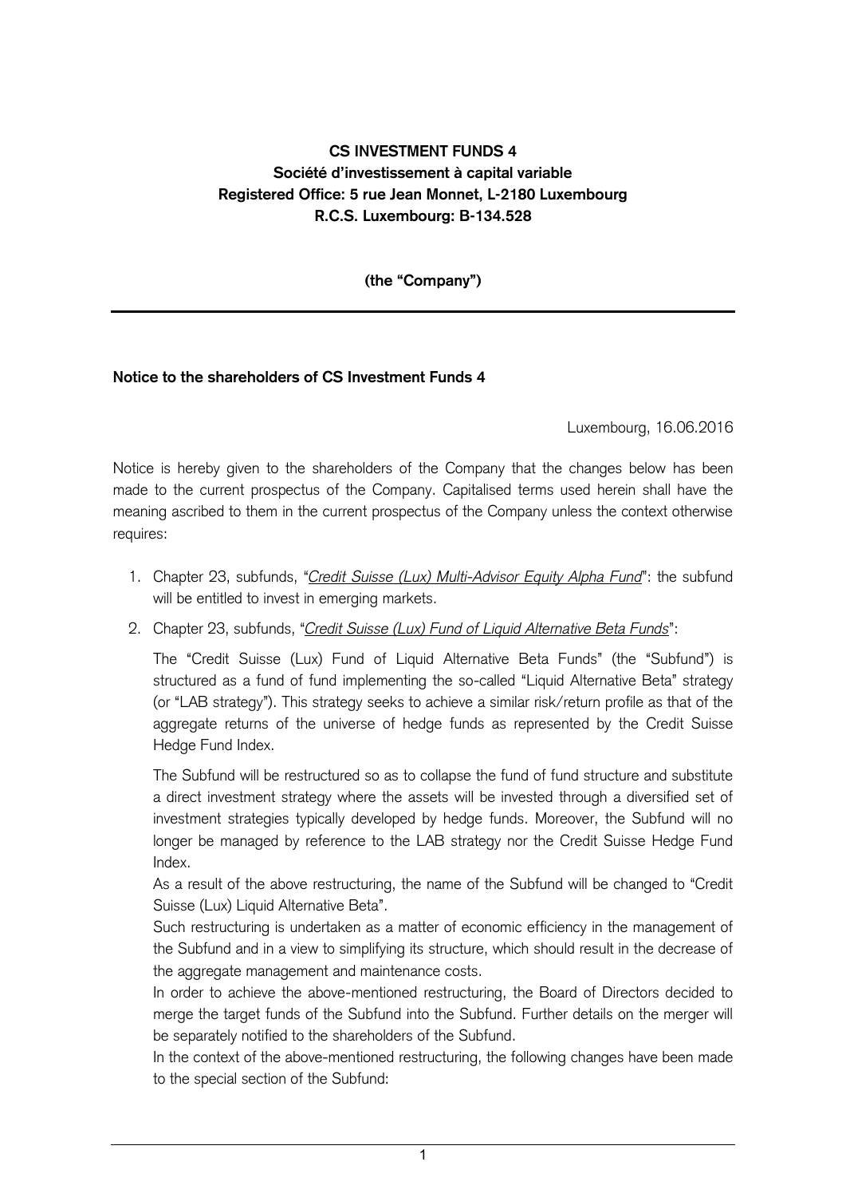**CS INVESTMENT FUNDS 4**
**Société d'investissement à capital variable**
**Registered Office: 5 rue Jean Monnet, L-2180 Luxembourg**
**R.C.S. Luxembourg: B-134.528**

**(the "Company")**

---

**Notice to the shareholders of CS Investment Funds 4**

Luxembourg, 16.06.2016

Notice is hereby given to the shareholders of the Company that the changes below has been made to the current prospectus of the Company. Capitalised terms used herein shall have the meaning ascribed to them in the current prospectus of the Company unless the context otherwise requires:

1. Chapter 23, subfunds, "*Credit Suisse (Lux) Multi-Advisor Equity Alpha Fund*": the subfund will be entitled to invest in emerging markets.

2. Chapter 23, subfunds, "*Credit Suisse (Lux) Fund of Liquid Alternative Beta Funds*":

   The "Credit Suisse (Lux) Fund of Liquid Alternative Beta Funds" (the "Subfund") is structured as a fund of fund implementing the so-called "Liquid Alternative Beta" strategy (or "LAB strategy"). This strategy seeks to achieve a similar risk/return profile as that of the aggregate returns of the universe of hedge funds as represented by the Credit Suisse Hedge Fund Index.

   The Subfund will be restructured so as to collapse the fund of fund structure and substitute a direct investment strategy where the assets will be invested through a diversified set of investment strategies typically developed by hedge funds. Moreover, the Subfund will no longer be managed by reference to the LAB strategy nor the Credit Suisse Hedge Fund Index.

   As a result of the above restructuring, the name of the Subfund will be changed to "Credit Suisse (Lux) Liquid Alternative Beta".

   Such restructuring is undertaken as a matter of economic efficiency in the management of the Subfund and in a view to simplifying its structure, which should result in the decrease of the aggregate management and maintenance costs.

   In order to achieve the above-mentioned restructuring, the Board of Directors decided to merge the target funds of the Subfund into the Subfund. Further details on the merger will be separately notified to the shareholders of the Subfund.

   In the context of the above-mentioned restructuring, the following changes have been made to the special section of the Subfund: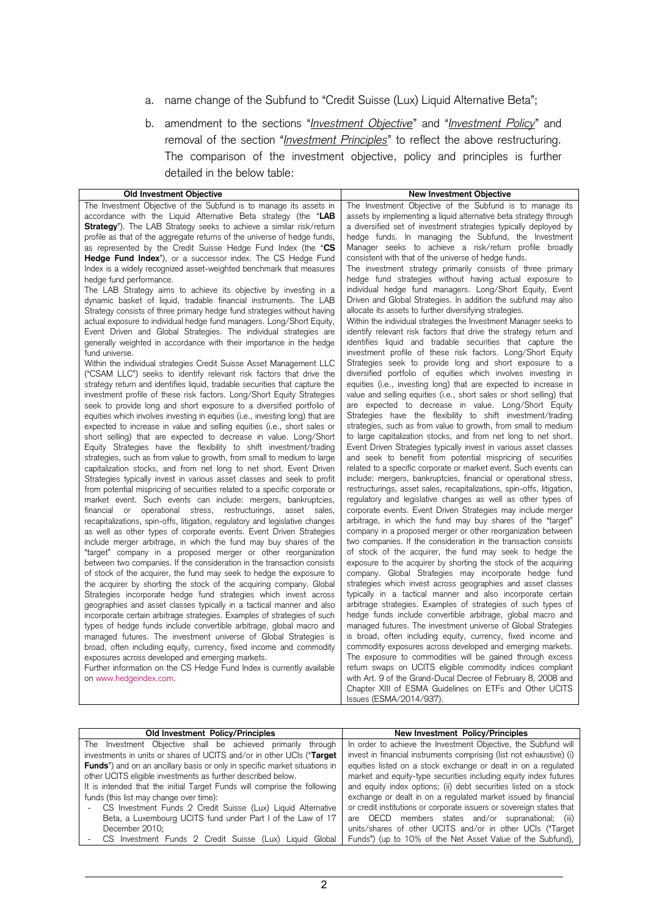a. name change of the Subfund to "Credit Suisse (Lux) Liquid Alternative Beta";

b. amendment to the sections "*Investment Objective*" and "*Investment Policy*" and removal of the section "*Investment Principles*" to reflect the above restructuring. The comparison of the investment objective, policy and principles is further detailed in the below table:

| Old Investment Objective | New Investment Objective |
|---|---|
| The Investment Objective of the Subfund is to manage its assets in accordance with the Liquid Alternative Beta strategy (the "**LAB Strategy**"). The LAB Strategy seeks to achieve a similar risk/return profile as that of the aggregate returns of the universe of hedge funds, as represented by the Credit Suisse Hedge Fund Index (the "**CS Hedge Fund Index**"), or a successor index. The CS Hedge Fund Index is a widely recognized asset-weighted benchmark that measures hedge fund performance.<br>The LAB Strategy aims to achieve its objective by investing in a dynamic basket of liquid, tradable financial instruments. The LAB Strategy consists of three primary hedge fund strategies without having actual exposure to individual hedge fund managers. Long/Short Equity, Event Driven and Global Strategies. The individual strategies are generally weighted in accordance with their importance in the hedge fund universe.<br>Within the individual strategies Credit Suisse Asset Management LLC ("CSAM LLC") seeks to identify relevant risk factors that drive the strategy return and identifies liquid, tradable securities that capture the investment profile of these risk factors. Long/Short Equity Strategies seek to provide long and short exposure to a diversified portfolio of equities which involves investing in equities (i.e., investing long) that are expected to increase in value and selling equities (i.e., short sales or short selling) that are expected to decrease in value. Long/Short Equity Strategies have the flexibility to shift investment/trading strategies, such as from value to growth, from small to medium to large capitalization stocks, and from net long to net short. Event Driven Strategies typically invest in various asset classes and seek to profit from potential mispricing of securities related to a specific corporate or market event. Such events can include: mergers, bankruptcies, financial or operational stress, restructurings, asset sales, recapitalizations, spin-offs, litigation, regulatory and legislative changes as well as other types of corporate events. Event Driven Strategies include merger arbitrage, in which the fund may buy shares of the "target" company in a proposed merger or other reorganization between two companies. If the consideration in the transaction consists of stock of the acquirer, the fund may seek to hedge the exposure to the acquirer by shorting the stock of the acquiring company. Global Strategies incorporate hedge fund strategies which invest across geographies and asset classes typically in a tactical manner and also incorporate certain arbitrage strategies. Examples of strategies of such types of hedge funds include convertible arbitrage, global macro and managed futures. The investment universe of Global Strategies is broad, often including equity, currency, fixed income and commodity exposures across developed and emerging markets.<br>Further information on the CS Hedge Fund Index is currently available on www.hedgeindex.com. | The Investment Objective of the Subfund is to manage its assets by implementing a liquid alternative beta strategy through a diversified set of investment strategies typically deployed by hedge funds. In managing the Subfund, the Investment Manager seeks to achieve a risk/return profile broadly consistent with that of the universe of hedge funds.<br>The investment strategy primarily consists of three primary hedge fund strategies without having actual exposure to individual hedge fund managers. Long/Short Equity, Event Driven and Global Strategies. In addition the subfund may also allocate its assets to further diversifying strategies.<br>Within the individual strategies the Investment Manager seeks to identify relevant risk factors that drive the strategy return and identifies liquid and tradable securities that capture the investment profile of these risk factors. Long/Short Equity Strategies seek to provide long and short exposure to a diversified portfolio of equities which involves investing in equities (i.e., investing long) that are expected to increase in value and selling equities (i.e., short sales or short selling) that are expected to decrease in value. Long/Short Equity Strategies have the flexibility to shift investment/trading strategies, such as from value to growth, from small to medium to large capitalization stocks, and from net long to net short. Event Driven Strategies typically invest in various asset classes and seek to benefit from potential mispricing of securities related to a specific corporate or market event. Such events can include: mergers, bankruptcies, financial or operational stress, restructurings, asset sales, recapitalizations, spin-offs, litigation, regulatory and legislative changes as well as other types of corporate events. Event Driven Strategies may include merger arbitrage, in which the fund may buy shares of the "target" company in a proposed merger or other reorganization between two companies. If the consideration in the transaction consists of stock of the acquirer, the fund may seek to hedge the exposure to the acquirer by shorting the stock of the acquiring company. Global Strategies may incorporate hedge fund strategies which invest across geographies and asset classes typically in a tactical manner and also incorporate certain arbitrage strategies. Examples of strategies of such types of hedge funds include convertible arbitrage, global macro and managed futures. The investment universe of Global Strategies is broad, often including equity, currency, fixed income and commodity exposures across developed and emerging markets.<br>The exposure to commodities will be gained through excess return swaps on UCITS eligible commodity indices compliant with Art. 9 of the Grand-Ducal Decree of February 8, 2008 and Chapter XIII of ESMA Guidelines on ETFs and Other UCITS Issues (ESMA/2014/937). |

| Old Investment Policy/Principles | New Investment Policy/Principles |
|---|---|
| The Investment Objective shall be achieved primarily through investments in units or shares of UCITS and/or in other UCIs ("**Target Funds**") and on an ancillary basis or only in specific market situations in other UCITS eligible investments as further described below.<br>It is intended that the initial Target Funds will comprise the following funds (this list may change over time):<br>- CS Investment Funds 2 Credit Suisse (Lux) Liquid Alternative Beta, a Luxembourg UCITS fund under Part I of the Law of 17 December 2010;<br>- CS Investment Funds 2 Credit Suisse (Lux) Liquid Global | In order to achieve the Investment Objective, the Subfund will invest in financial instruments comprising (list not exhaustive) (i) equities listed on a stock exchange or dealt in on a regulated market and equity-type securities including equity index futures and equity index options; (ii) debt securities listed on a stock exchange or dealt in on a regulated market issued by financial or credit institutions or corporate issuers or sovereign states that are OECD members states and/or supranational; (iii) units/shares of other UCITS and/or in other UCIs ("Target Funds") (up to 10% of the Net Asset Value of the Subfund), |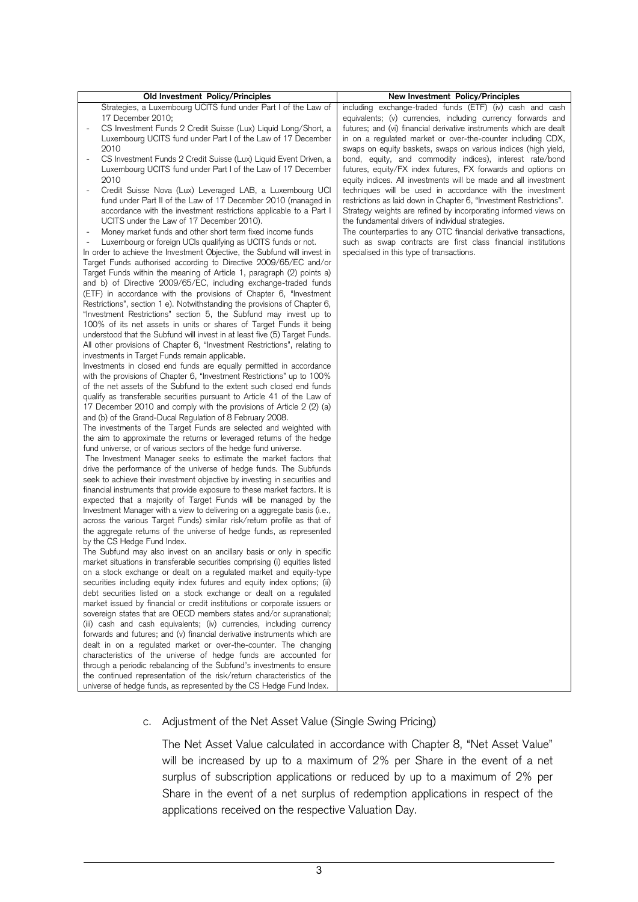| Old Investment Policy/Principles | New Investment Policy/Principles |
| --- | --- |
| Strategies, a Luxembourg UCITS fund under Part I of the Law of 17 December 2010;<br>- CS Investment Funds 2 Credit Suisse (Lux) Liquid Long/Short, a Luxembourg UCITS fund under Part I of the Law of 17 December 2010<br>- CS Investment Funds 2 Credit Suisse (Lux) Liquid Event Driven, a Luxembourg UCITS fund under Part I of the Law of 17 December 2010<br>- Credit Suisse Nova (Lux) Leveraged LAB, a Luxembourg UCI fund under Part II of the Law of 17 December 2010 (managed in accordance with the investment restrictions applicable to a Part I UCITS under the Law of 17 December 2010).<br>- Money market funds and other short term fixed income funds<br>- Luxembourg or foreign UCIs qualifying as UCITS funds or not.<br>In order to achieve the Investment Objective, the Subfund will invest in Target Funds authorised according to Directive 2009/65/EC and/or Target Funds within the meaning of Article 1, paragraph (2) points a) and b) of Directive 2009/65/EC, including exchange-traded funds (ETF) in accordance with the provisions of Chapter 6, "Investment Restrictions", section 1 e). Notwithstanding the provisions of Chapter 6, "Investment Restrictions" section 5, the Subfund may invest up to 100% of its net assets in units or shares of Target Funds it being understood that the Subfund will invest in at least five (5) Target Funds. All other provisions of Chapter 6, "Investment Restrictions", relating to investments in Target Funds remain applicable.<br>Investments in closed end funds are equally permitted in accordance with the provisions of Chapter 6, "Investment Restrictions" up to 100% of the net assets of the Subfund to the extent such closed end funds qualify as transferable securities pursuant to Article 41 of the Law of 17 December 2010 and comply with the provisions of Article 2 (2) (a) and (b) of the Grand-Ducal Regulation of 8 February 2008.<br>The investments of the Target Funds are selected and weighted with the aim to approximate the returns or leveraged returns of the hedge fund universe, or of various sectors of the hedge fund universe.<br>The Investment Manager seeks to estimate the market factors that drive the performance of the universe of hedge funds. The Subfunds seek to achieve their investment objective by investing in securities and financial instruments that provide exposure to these market factors. It is expected that a majority of Target Funds will be managed by the Investment Manager with a view to delivering on a aggregate basis (i.e., across the various Target Funds) similar risk/return profile as that of the aggregate returns of the universe of hedge funds, as represented by the CS Hedge Fund Index.<br>The Subfund may also invest on an ancillary basis or only in specific market situations in transferable securities comprising (i) equities listed on a stock exchange or dealt on a regulated market and equity-type securities including equity index futures and equity index options; (ii) debt securities listed on a stock exchange or dealt on a regulated market issued by financial or credit institutions or corporate issuers or sovereign states that are OECD members states and/or supranational; (iii) cash and cash equivalents; (iv) currencies, including currency forwards and futures; and (v) financial derivative instruments which are dealt in on a regulated market or over-the-counter. The changing characteristics of the universe of hedge funds are accounted for through a periodic rebalancing of the Subfund's investments to ensure the continued representation of the risk/return characteristics of the universe of hedge funds, as represented by the CS Hedge Fund Index. | including exchange-traded funds (ETF) (iv) cash and cash equivalents; (v) currencies, including currency forwards and futures; and (vi) financial derivative instruments which are dealt in on a regulated market or over-the-counter including CDX, swaps on equity baskets, swaps on various indices (high yield, bond, equity, and commodity indices), interest rate/bond futures, equity/FX index futures, FX forwards and options on equity indices. All investments will be made and all investment techniques will be used in accordance with the investment restrictions as laid down in Chapter 6, "Investment Restrictions". Strategy weights are refined by incorporating informed views on the fundamental drivers of individual strategies.<br>The counterparties to any OTC financial derivative transactions, such as swap contracts are first class financial institutions specialised in this type of transactions. |

c. Adjustment of the Net Asset Value (Single Swing Pricing)

The Net Asset Value calculated in accordance with Chapter 8, "Net Asset Value" will be increased by up to a maximum of 2% per Share in the event of a net surplus of subscription applications or reduced by up to a maximum of 2% per Share in the event of a net surplus of redemption applications in respect of the applications received on the respective Valuation Day.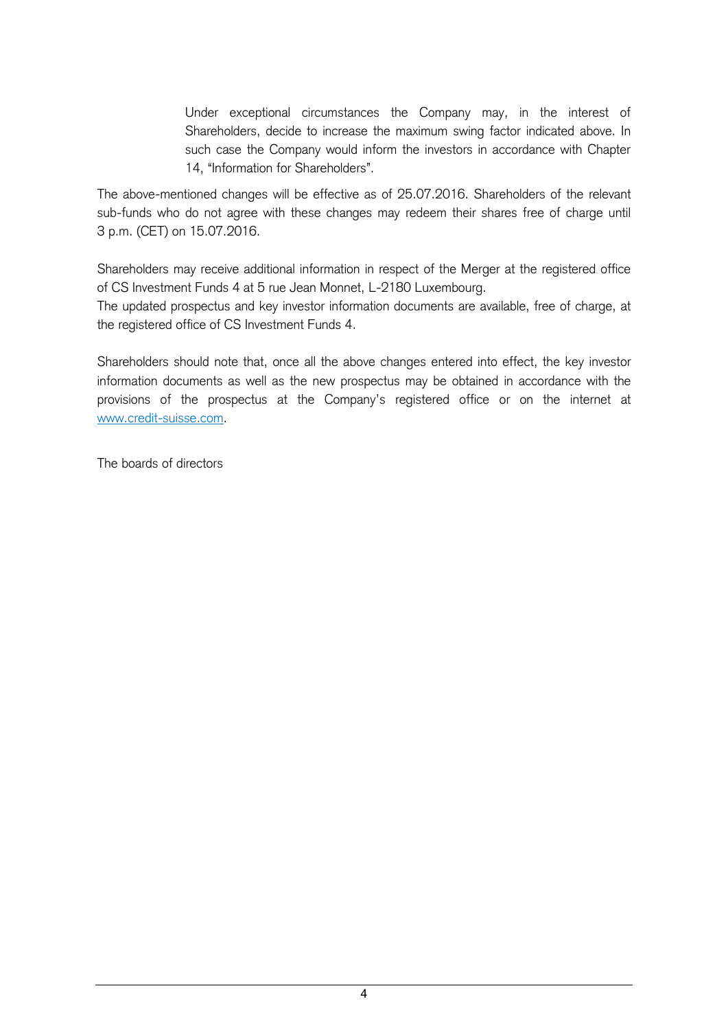Under exceptional circumstances the Company may, in the interest of Shareholders, decide to increase the maximum swing factor indicated above. In such case the Company would inform the investors in accordance with Chapter 14, "Information for Shareholders".

The above-mentioned changes will be effective as of 25.07.2016. Shareholders of the relevant sub-funds who do not agree with these changes may redeem their shares free of charge until 3 p.m. (CET) on 15.07.2016.

Shareholders may receive additional information in respect of the Merger at the registered office of CS Investment Funds 4 at 5 rue Jean Monnet, L-2180 Luxembourg.
The updated prospectus and key investor information documents are available, free of charge, at the registered office of CS Investment Funds 4.

Shareholders should note that, once all the above changes entered into effect, the key investor information documents as well as the new prospectus may be obtained in accordance with the provisions of the prospectus at the Company's registered office or on the internet at www.credit-suisse.com.

The boards of directors